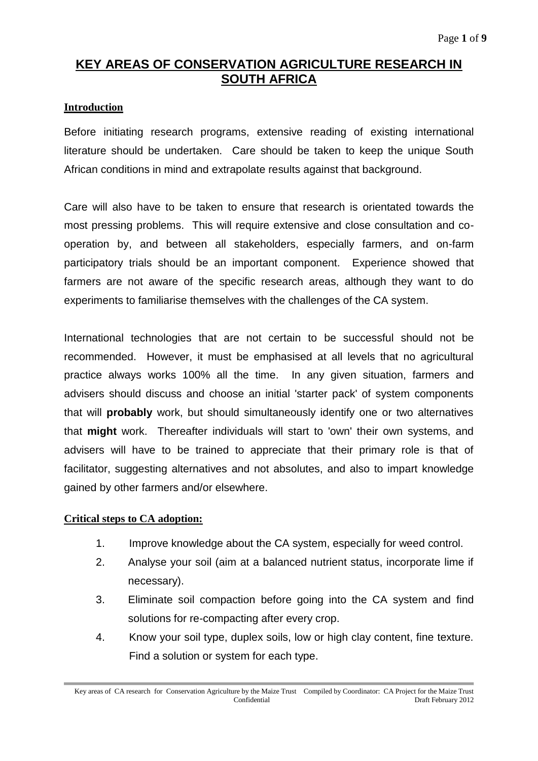# KEY AREAS OF CONSERVATION AGRICULTURE RESEARCH IN SOUTH AFRICA

## Introduction

Before initiating research programs, extensive reading of existing international literature should be undertaken. Care should be taken to keep the unique South African conditions in mind and extrapolate results against that background.

Care will also have to be taken to ensure that research is orientated towards the most pressing problems. This will require extensive and close consultation and co-operation by, and between all stakeholders, especially farmers, and on-farm participatory trials should be an important component. Experience showed that farmers are not aware of the specific research areas, although they want to do experiments to familiarise themselves with the challenges of the CA system.

International technologies that are not certain to be successful should not be recommended. However, it must be emphasised at all levels that no agricultural practice always works 100% all the time. In any given situation, farmers and advisers should discuss and choose an initial 'starter pack' of system components that will **probably** work, but should simultaneously identify one or two alternatives that **might** work. Thereafter individuals will start to 'own' their own systems, and advisers will have to be trained to appreciate that their primary role is that of facilitator, suggesting alternatives and not absolutes, and also to impart knowledge gained by other farmers and/or elsewhere.

## Critical steps to CA adoption:

1. Improve knowledge about the CA system, especially for weed control.
2. Analyse your soil (aim at a balanced nutrient status, incorporate lime if necessary).
3. Eliminate soil compaction before going into the CA system and find solutions for re-compacting after every crop.
4. Know your soil type, duplex soils, low or high clay content, fine texture. Find a solution or system for each type.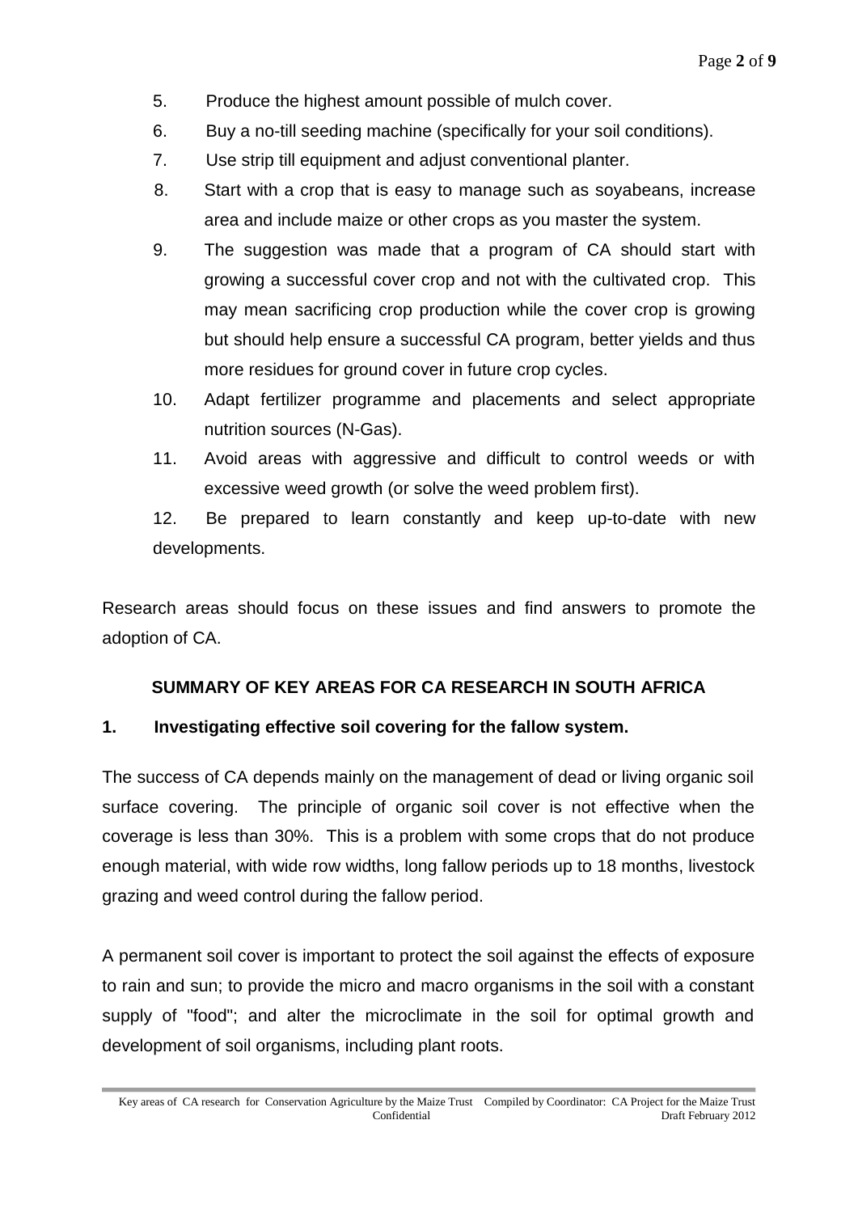5. Produce the highest amount possible of mulch cover.
6. Buy a no-till seeding machine (specifically for your soil conditions).
7. Use strip till equipment and adjust conventional planter.
8. Start with a crop that is easy to manage such as soyabeans, increase area and include maize or other crops as you master the system.
9. The suggestion was made that a program of CA should start with growing a successful cover crop and not with the cultivated crop. This may mean sacrificing crop production while the cover crop is growing but should help ensure a successful CA program, better yields and thus more residues for ground cover in future crop cycles.
10. Adapt fertilizer programme and placements and select appropriate nutrition sources (N-Gas).
11. Avoid areas with aggressive and difficult to control weeds or with excessive weed growth (or solve the weed problem first).
12. Be prepared to learn constantly and keep up-to-date with new developments.

Research areas should focus on these issues and find answers to promote the adoption of CA.

## SUMMARY OF KEY AREAS FOR CA RESEARCH IN SOUTH AFRICA

### 1. Investigating effective soil covering for the fallow system.

The success of CA depends mainly on the management of dead or living organic soil surface covering. The principle of organic soil cover is not effective when the coverage is less than 30%. This is a problem with some crops that do not produce enough material, with wide row widths, long fallow periods up to 18 months, livestock grazing and weed control during the fallow period.

A permanent soil cover is important to protect the soil against the effects of exposure to rain and sun; to provide the micro and macro organisms in the soil with a constant supply of "food"; and alter the microclimate in the soil for optimal growth and development of soil organisms, including plant roots.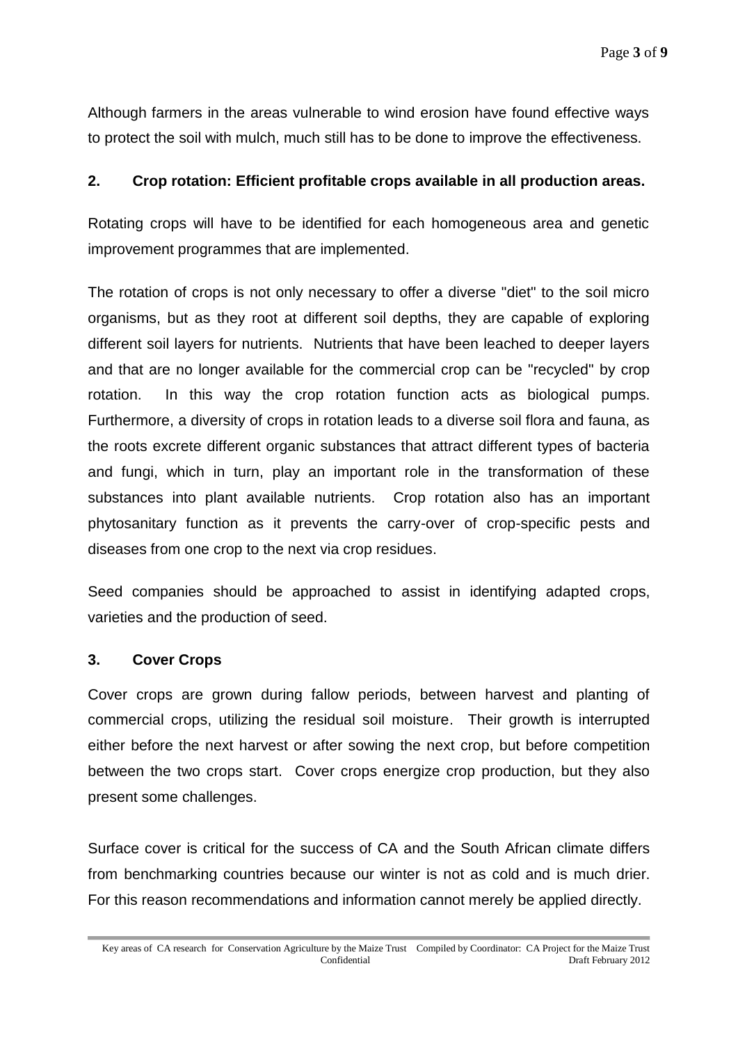Although farmers in the areas vulnerable to wind erosion have found effective ways to protect the soil with mulch, much still has to be done to improve the effectiveness.

## 2. Crop rotation: Efficient profitable crops available in all production areas.

Rotating crops will have to be identified for each homogeneous area and genetic improvement programmes that are implemented.

The rotation of crops is not only necessary to offer a diverse "diet" to the soil micro organisms, but as they root at different soil depths, they are capable of exploring different soil layers for nutrients. Nutrients that have been leached to deeper layers and that are no longer available for the commercial crop can be "recycled" by crop rotation. In this way the crop rotation function acts as biological pumps. Furthermore, a diversity of crops in rotation leads to a diverse soil flora and fauna, as the roots excrete different organic substances that attract different types of bacteria and fungi, which in turn, play an important role in the transformation of these substances into plant available nutrients. Crop rotation also has an important phytosanitary function as it prevents the carry-over of crop-specific pests and diseases from one crop to the next via crop residues.

Seed companies should be approached to assist in identifying adapted crops, varieties and the production of seed.

## 3. Cover Crops

Cover crops are grown during fallow periods, between harvest and planting of commercial crops, utilizing the residual soil moisture. Their growth is interrupted either before the next harvest or after sowing the next crop, but before competition between the two crops start. Cover crops energize crop production, but they also present some challenges.

Surface cover is critical for the success of CA and the South African climate differs from benchmarking countries because our winter is not as cold and is much drier. For this reason recommendations and information cannot merely be applied directly.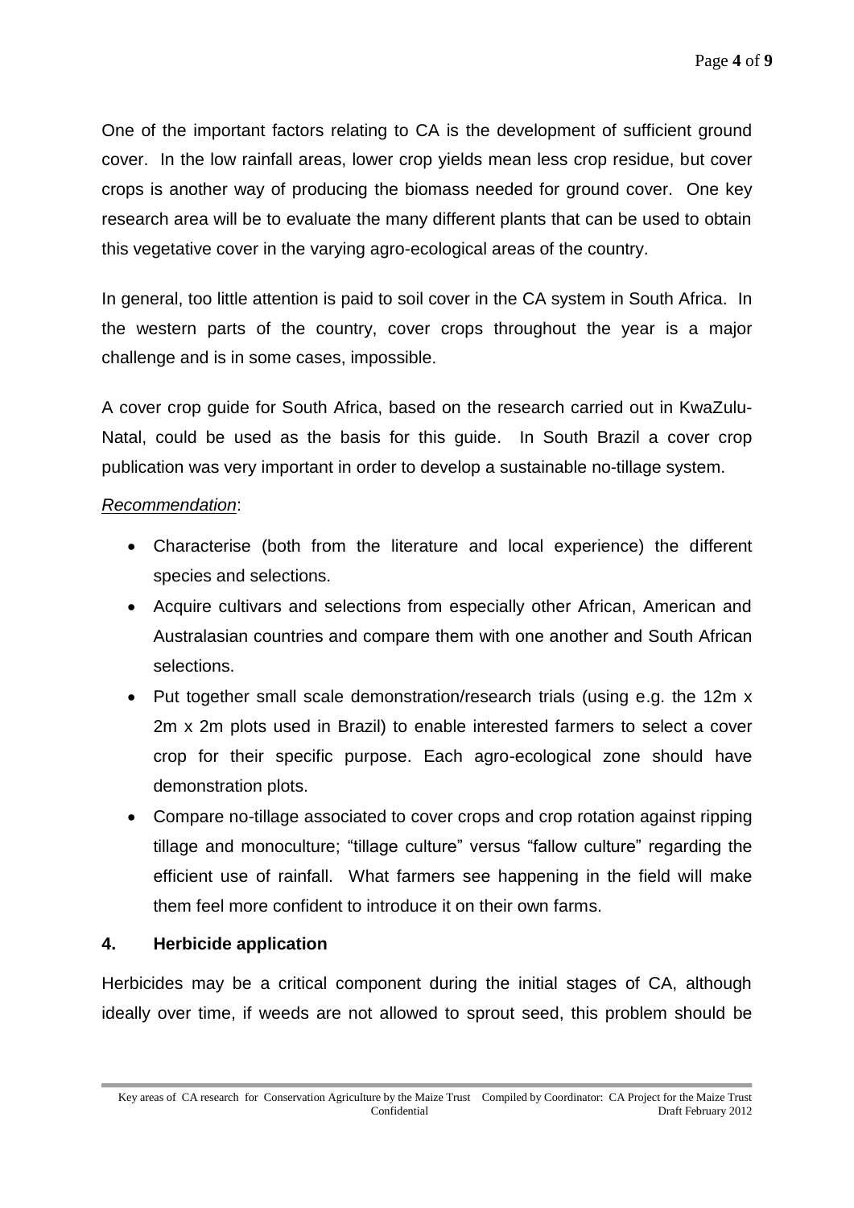One of the important factors relating to CA is the development of sufficient ground cover. In the low rainfall areas, lower crop yields mean less crop residue, but cover crops is another way of producing the biomass needed for ground cover. One key research area will be to evaluate the many different plants that can be used to obtain this vegetative cover in the varying agro-ecological areas of the country.

In general, too little attention is paid to soil cover in the CA system in South Africa. In the western parts of the country, cover crops throughout the year is a major challenge and is in some cases, impossible.

A cover crop guide for South Africa, based on the research carried out in KwaZulu-Natal, could be used as the basis for this guide. In South Brazil a cover crop publication was very important in order to develop a sustainable no-tillage system.

*Recommendation*:

- Characterise (both from the literature and local experience) the different species and selections.
- Acquire cultivars and selections from especially other African, American and Australasian countries and compare them with one another and South African selections.
- Put together small scale demonstration/research trials (using e.g. the 12m x 2m x 2m plots used in Brazil) to enable interested farmers to select a cover crop for their specific purpose. Each agro-ecological zone should have demonstration plots.
- Compare no-tillage associated to cover crops and crop rotation against ripping tillage and monoculture; "tillage culture" versus "fallow culture" regarding the efficient use of rainfall. What farmers see happening in the field will make them feel more confident to introduce it on their own farms.

## 4. Herbicide application

Herbicides may be a critical component during the initial stages of CA, although ideally over time, if weeds are not allowed to sprout seed, this problem should be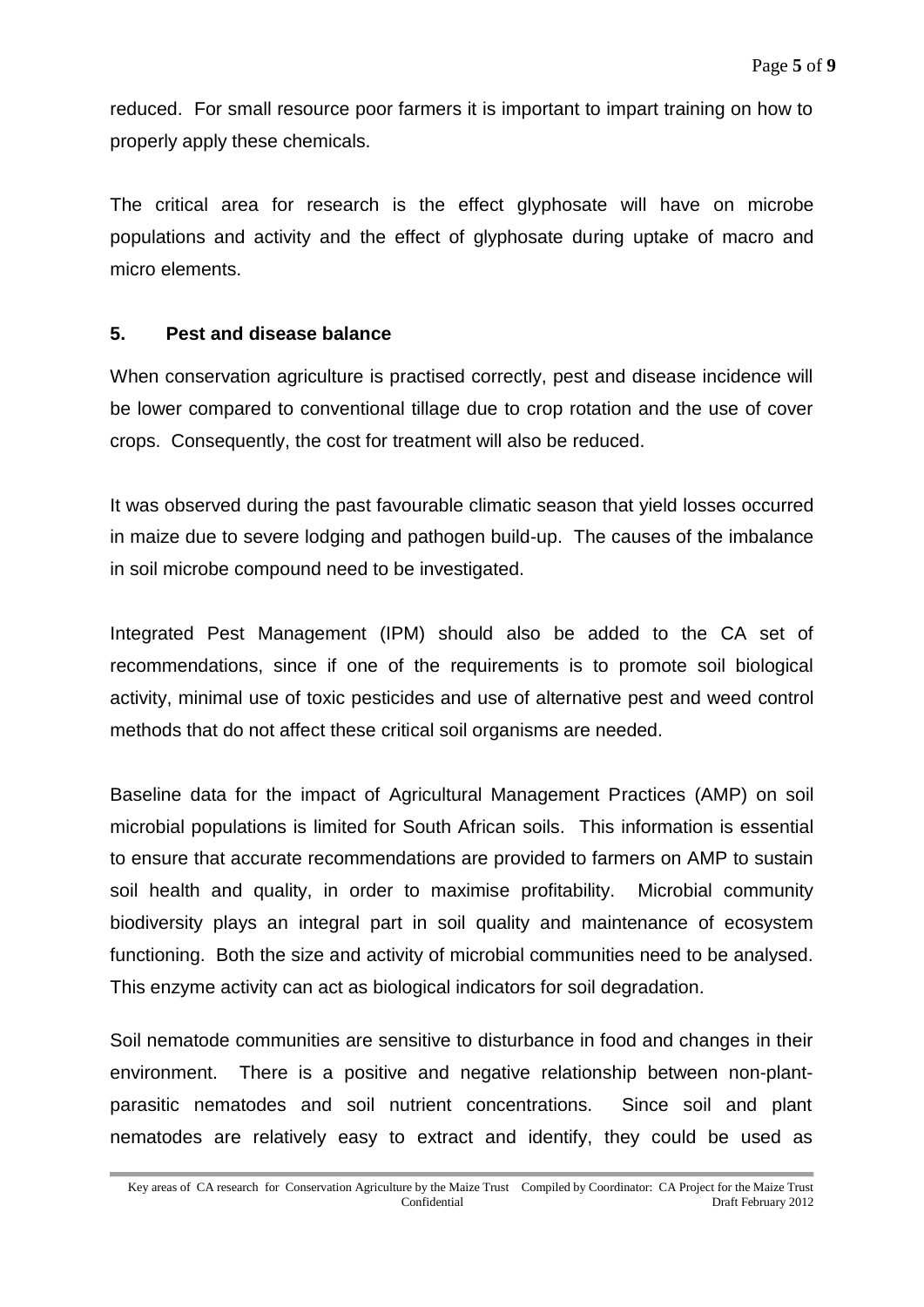reduced. For small resource poor farmers it is important to impart training on how to properly apply these chemicals.

The critical area for research is the effect glyphosate will have on microbe populations and activity and the effect of glyphosate during uptake of macro and micro elements.

## 5. Pest and disease balance

When conservation agriculture is practised correctly, pest and disease incidence will be lower compared to conventional tillage due to crop rotation and the use of cover crops. Consequently, the cost for treatment will also be reduced.

It was observed during the past favourable climatic season that yield losses occurred in maize due to severe lodging and pathogen build-up. The causes of the imbalance in soil microbe compound need to be investigated.

Integrated Pest Management (IPM) should also be added to the CA set of recommendations, since if one of the requirements is to promote soil biological activity, minimal use of toxic pesticides and use of alternative pest and weed control methods that do not affect these critical soil organisms are needed.

Baseline data for the impact of Agricultural Management Practices (AMP) on soil microbial populations is limited for South African soils. This information is essential to ensure that accurate recommendations are provided to farmers on AMP to sustain soil health and quality, in order to maximise profitability. Microbial community biodiversity plays an integral part in soil quality and maintenance of ecosystem functioning. Both the size and activity of microbial communities need to be analysed. This enzyme activity can act as biological indicators for soil degradation.

Soil nematode communities are sensitive to disturbance in food and changes in their environment. There is a positive and negative relationship between non-plant-parasitic nematodes and soil nutrient concentrations. Since soil and plant nematodes are relatively easy to extract and identify, they could be used as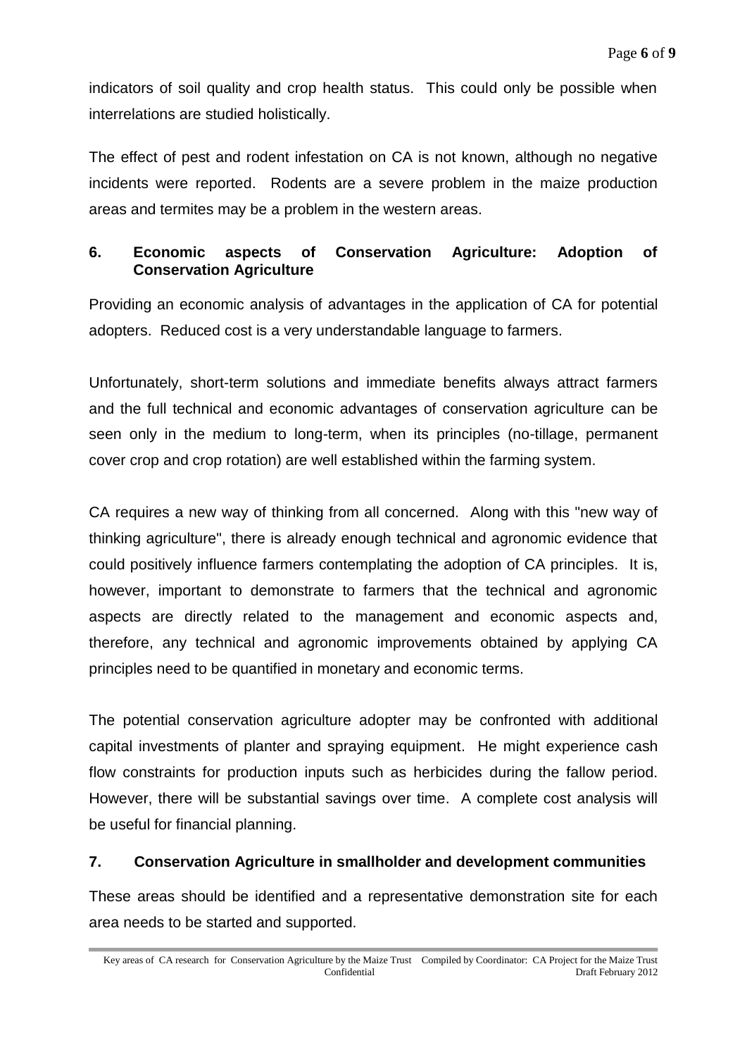indicators of soil quality and crop health status. This could only be possible when interrelations are studied holistically.

The effect of pest and rodent infestation on CA is not known, although no negative incidents were reported. Rodents are a severe problem in the maize production areas and termites may be a problem in the western areas.

## 6. Economic aspects of Conservation Agriculture: Adoption of Conservation Agriculture

Providing an economic analysis of advantages in the application of CA for potential adopters. Reduced cost is a very understandable language to farmers.

Unfortunately, short-term solutions and immediate benefits always attract farmers and the full technical and economic advantages of conservation agriculture can be seen only in the medium to long-term, when its principles (no-tillage, permanent cover crop and crop rotation) are well established within the farming system.

CA requires a new way of thinking from all concerned. Along with this "new way of thinking agriculture", there is already enough technical and agronomic evidence that could positively influence farmers contemplating the adoption of CA principles. It is, however, important to demonstrate to farmers that the technical and agronomic aspects are directly related to the management and economic aspects and, therefore, any technical and agronomic improvements obtained by applying CA principles need to be quantified in monetary and economic terms.

The potential conservation agriculture adopter may be confronted with additional capital investments of planter and spraying equipment. He might experience cash flow constraints for production inputs such as herbicides during the fallow period. However, there will be substantial savings over time. A complete cost analysis will be useful for financial planning.

## 7. Conservation Agriculture in smallholder and development communities

These areas should be identified and a representative demonstration site for each area needs to be started and supported.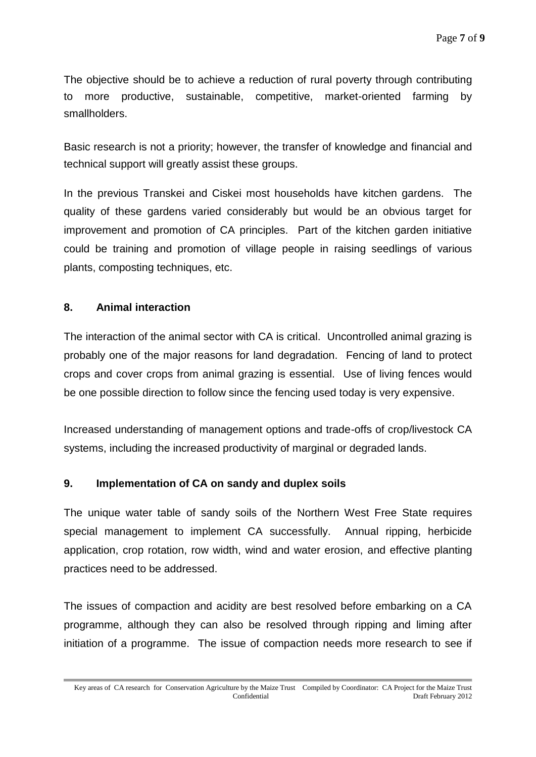The objective should be to achieve a reduction of rural poverty through contributing to more productive, sustainable, competitive, market-oriented farming by smallholders.

Basic research is not a priority; however, the transfer of knowledge and financial and technical support will greatly assist these groups.

In the previous Transkei and Ciskei most households have kitchen gardens. The quality of these gardens varied considerably but would be an obvious target for improvement and promotion of CA principles. Part of the kitchen garden initiative could be training and promotion of village people in raising seedlings of various plants, composting techniques, etc.

## 8. Animal interaction

The interaction of the animal sector with CA is critical. Uncontrolled animal grazing is probably one of the major reasons for land degradation. Fencing of land to protect crops and cover crops from animal grazing is essential. Use of living fences would be one possible direction to follow since the fencing used today is very expensive.

Increased understanding of management options and trade-offs of crop/livestock CA systems, including the increased productivity of marginal or degraded lands.

## 9. Implementation of CA on sandy and duplex soils

The unique water table of sandy soils of the Northern West Free State requires special management to implement CA successfully. Annual ripping, herbicide application, crop rotation, row width, wind and water erosion, and effective planting practices need to be addressed.

The issues of compaction and acidity are best resolved before embarking on a CA programme, although they can also be resolved through ripping and liming after initiation of a programme. The issue of compaction needs more research to see if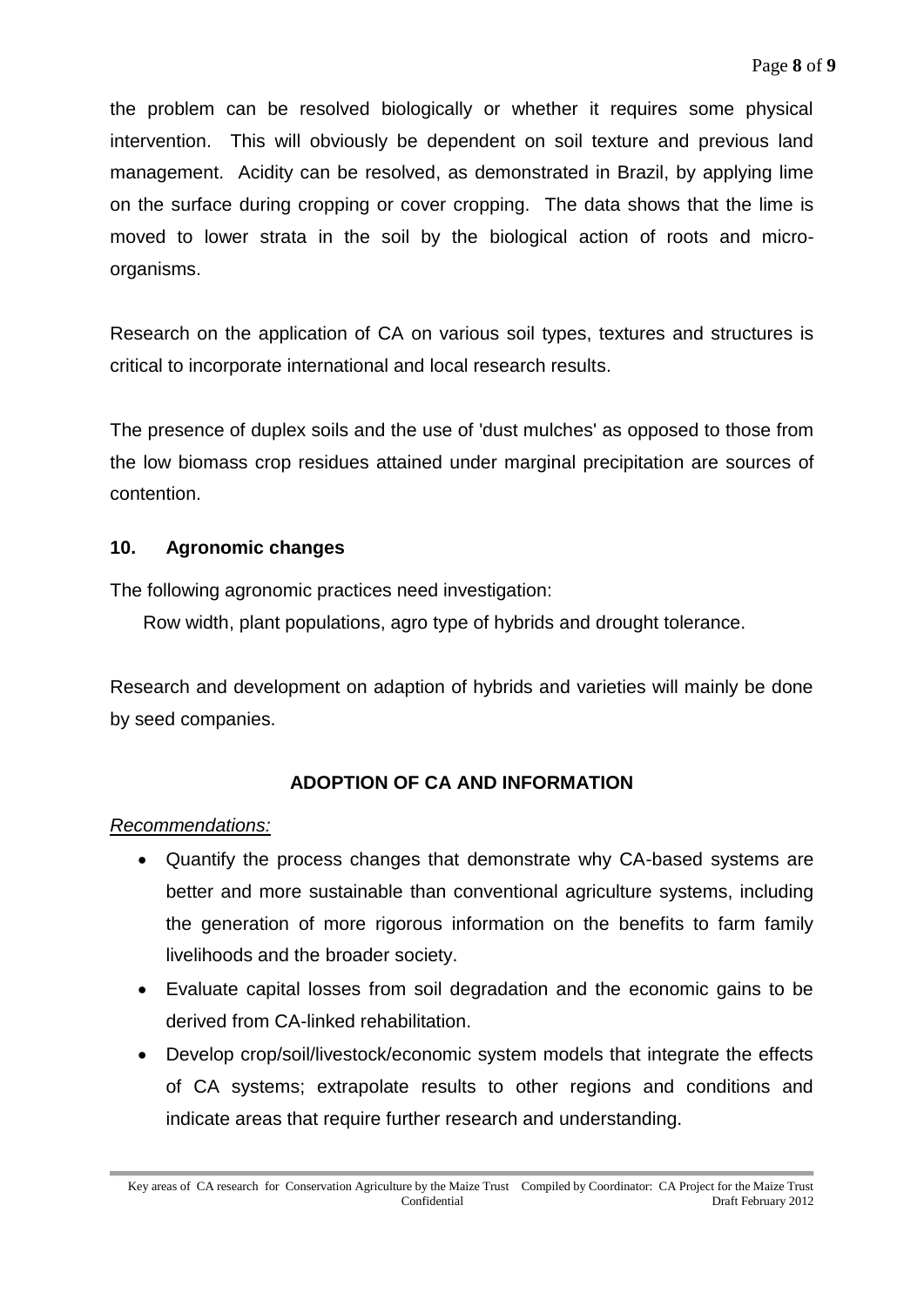the problem can be resolved biologically or whether it requires some physical intervention. This will obviously be dependent on soil texture and previous land management. Acidity can be resolved, as demonstrated in Brazil, by applying lime on the surface during cropping or cover cropping. The data shows that the lime is moved to lower strata in the soil by the biological action of roots and micro-organisms.

Research on the application of CA on various soil types, textures and structures is critical to incorporate international and local research results.

The presence of duplex soils and the use of 'dust mulches' as opposed to those from the low biomass crop residues attained under marginal precipitation are sources of contention.

### 10. Agronomic changes

The following agronomic practices need investigation:

Row width, plant populations, agro type of hybrids and drought tolerance.

Research and development on adaption of hybrids and varieties will mainly be done by seed companies.

## ADOPTION OF CA AND INFORMATION

*Recommendations:*

- Quantify the process changes that demonstrate why CA-based systems are better and more sustainable than conventional agriculture systems, including the generation of more rigorous information on the benefits to farm family livelihoods and the broader society.
- Evaluate capital losses from soil degradation and the economic gains to be derived from CA-linked rehabilitation.
- Develop crop/soil/livestock/economic system models that integrate the effects of CA systems; extrapolate results to other regions and conditions and indicate areas that require further research and understanding.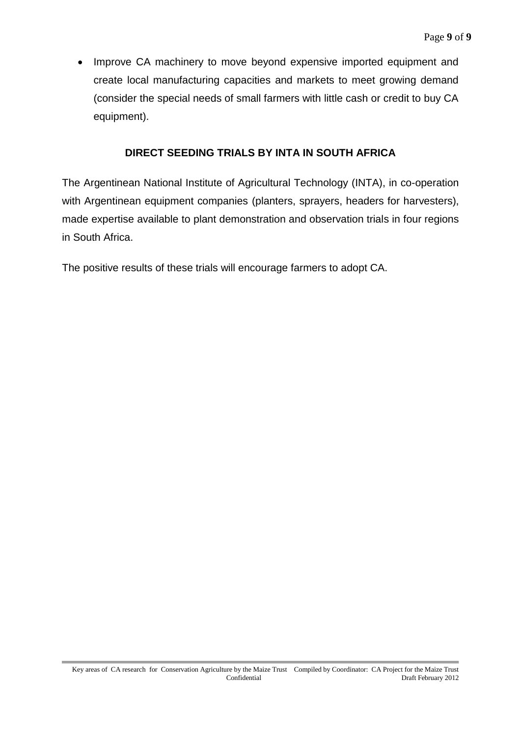- Improve CA machinery to move beyond expensive imported equipment and create local manufacturing capacities and markets to meet growing demand (consider the special needs of small farmers with little cash or credit to buy CA equipment).

## DIRECT SEEDING TRIALS BY INTA IN SOUTH AFRICA

The Argentinean National Institute of Agricultural Technology (INTA), in co-operation with Argentinean equipment companies (planters, sprayers, headers for harvesters), made expertise available to plant demonstration and observation trials in four regions in South Africa.

The positive results of these trials will encourage farmers to adopt CA.